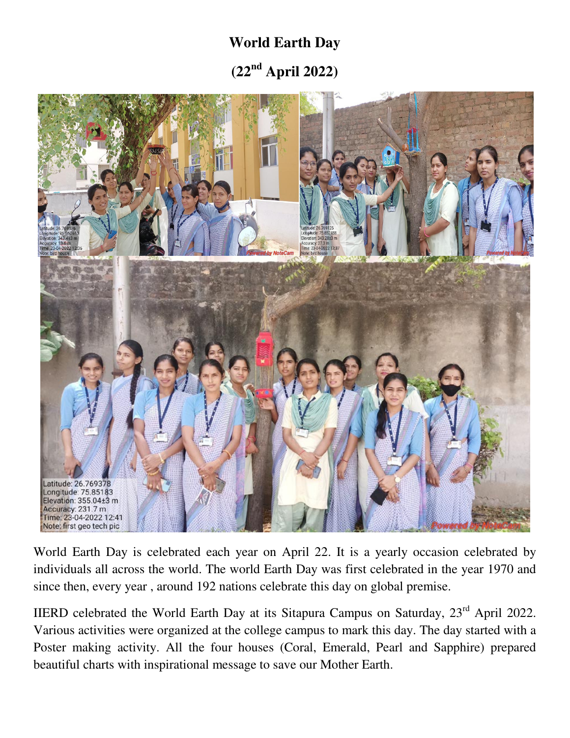# World Earth Day

## (22nd April 2022)

World Earth Day is celebrated each year on April 22. It is a yearly occasion celebrated by individuals all across the world. The world Earth Day was first celebrated in the year 1970 and since then, every year , around 192 nations celebrate this day on global premise.

IIERD celebrated the World Earth Day at its Sitapura Campus on Saturday, 23rd April 2022. Various activities were organized at the college campus to mark this day. The day started with a Poster making activity. All the four houses (Coral, Emerald, Pearl and Sapphire) prepared beautiful charts with inspirational message to save our Mother Earth.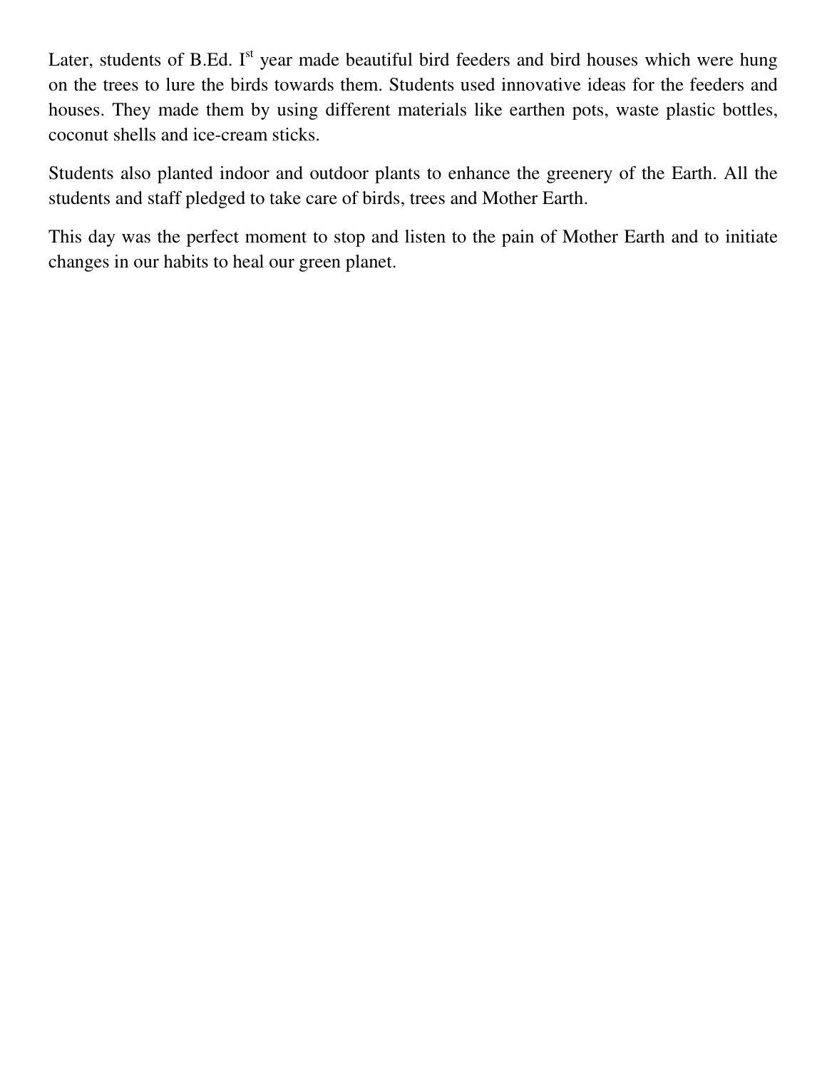Later, students of B.Ed. I[st] year made beautiful bird feeders and bird houses which were hung on the trees to lure the birds towards them. Students used innovative ideas for the feeders and houses. They made them by using different materials like earthen pots, waste plastic bottles, coconut shells and ice-cream sticks.

Students also planted indoor and outdoor plants to enhance the greenery of the Earth. All the students and staff pledged to take care of birds, trees and Mother Earth.

This day was the perfect moment to stop and listen to the pain of Mother Earth and to initiate changes in our habits to heal our green planet.